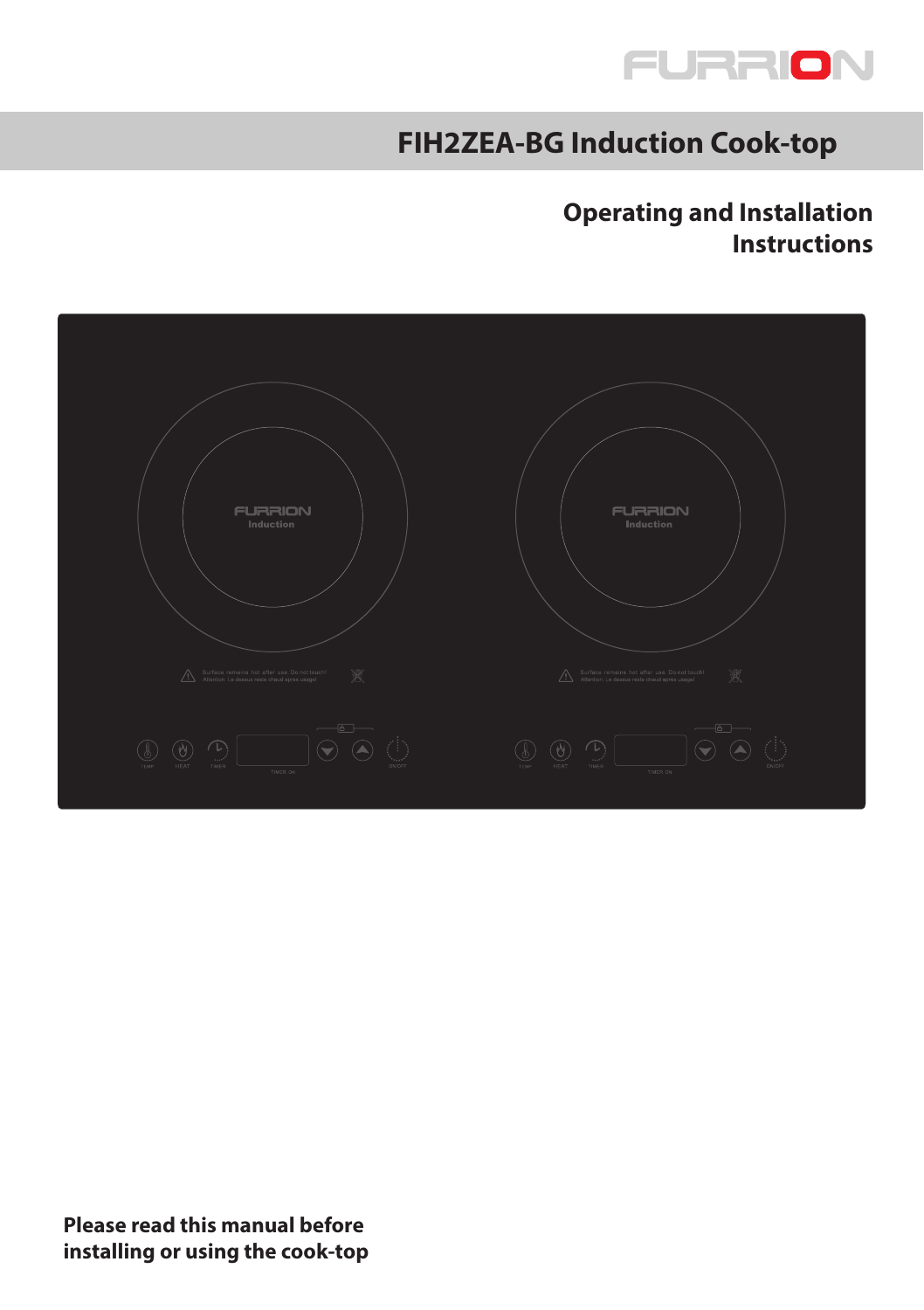# FIH2ZEA-BG Induction Cook-top

## Operating and Installation Instructions

**Please read this manual before installing or using the cook-top**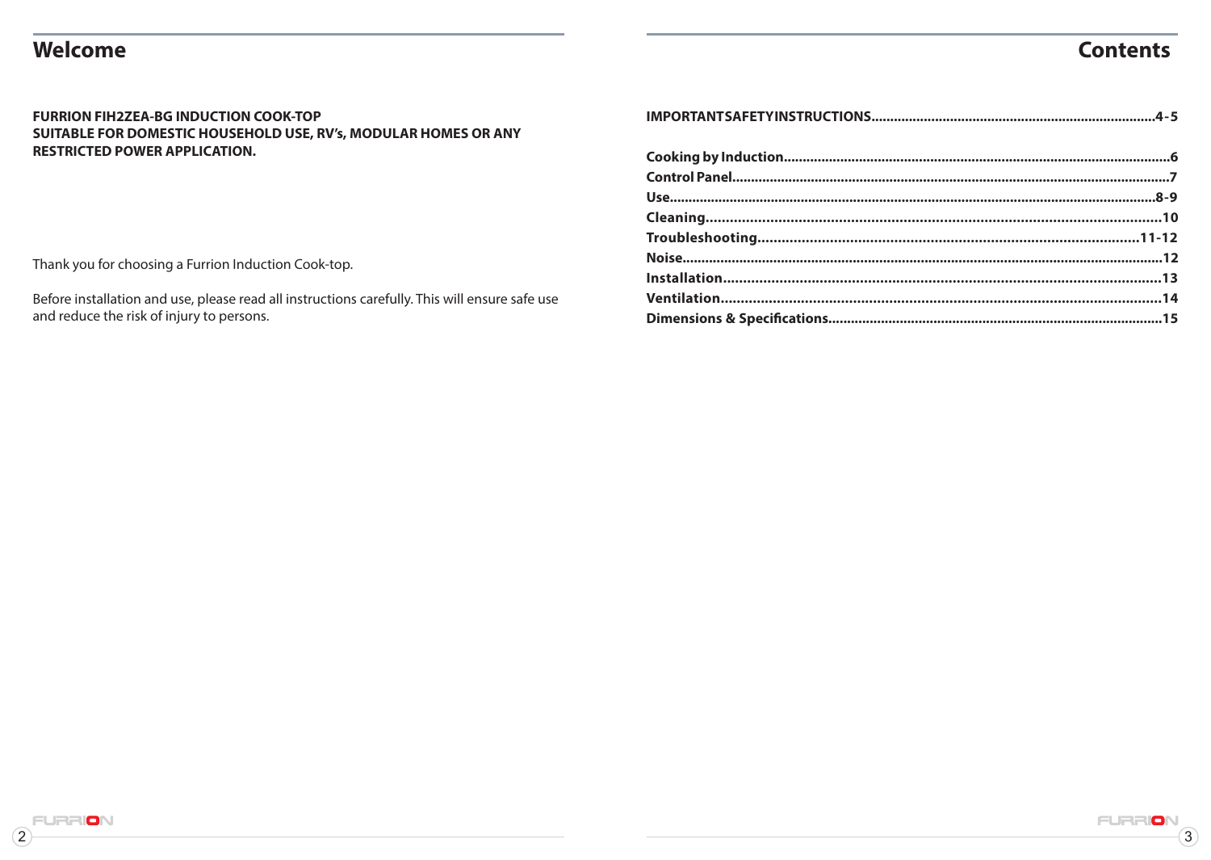## Welcome

**FURRION FIH2ZEA-BG INDUCTION COOK-TOP**
**SUITABLE FOR DOMESTIC HOUSEHOLD USE, RV's, MODULAR HOMES OR ANY RESTRICTED POWER APPLICATION.**

Thank you for choosing a Furrion Induction Cook-top.

Before installation and use, please read all instructions carefully. This will ensure safe use and reduce the risk of injury to persons.

## Contents

**IMPORTANT SAFETY INSTRUCTIONS.....4-5**

**Cooking by Induction.....6**
**Control Panel.....7**
**Use.....8-9**
**Cleaning.....10**
**Troubleshooting.....11-12**
**Noise.....12**
**Installation.....13**
**Ventilation.....14**
**Dimensions & Specifications.....15**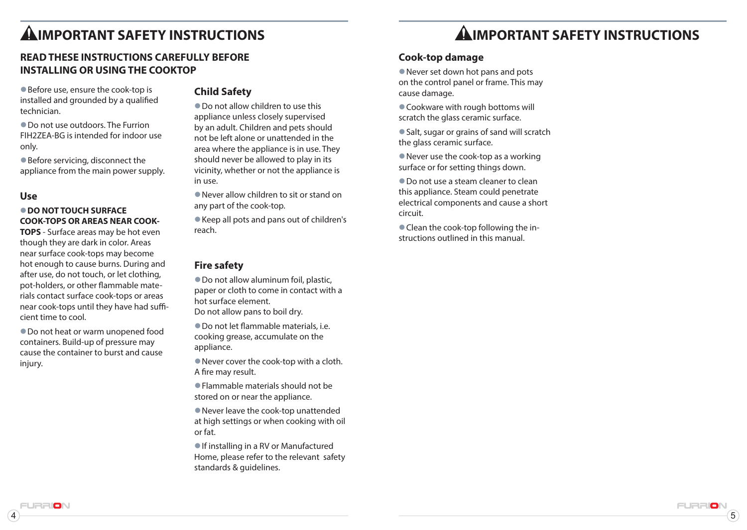# ⚠IMPORTANT SAFETY INSTRUCTIONS

## READ THESE INSTRUCTIONS CAREFULLY BEFORE INSTALLING OR USING THE COOKTOP

- Before use, ensure the cook-top is installed and grounded by a qualified technician.
- Do not use outdoors. The Furrion FIH2ZEA-BG is intended for indoor use only.
- Before servicing, disconnect the appliance from the main power supply.

### Use

- **DO NOT TOUCH SURFACE COOK-TOPS OR AREAS NEAR COOK-TOPS** - Surface areas may be hot even though they are dark in color. Areas near surface cook-tops may become hot enough to cause burns. During and after use, do not touch, or let clothing, pot-holders, or other flammable materials contact surface cook-tops or areas near cook-tops until they have had sufficient time to cool.
- Do not heat or warm unopened food containers. Build-up of pressure may cause the container to burst and cause injury.

### Child Safety

- Do not allow children to use this appliance unless closely supervised by an adult. Children and pets should not be left alone or unattended in the area where the appliance is in use. They should never be allowed to play in its vicinity, whether or not the appliance is in use.
- Never allow children to sit or stand on any part of the cook-top.
- Keep all pots and pans out of children's reach.

### Fire safety

- Do not allow aluminum foil, plastic, paper or cloth to come in contact with a hot surface element.
  Do not allow pans to boil dry.
- Do not let flammable materials, i.e. cooking grease, accumulate on the appliance.
- Never cover the cook-top with a cloth. A fire may result.
- Flammable materials should not be stored on or near the appliance.
- Never leave the cook-top unattended at high settings or when cooking with oil or fat.
- If installing in a RV or Manufactured Home, please refer to the relevant safety standards & guidelines.

# ⚠IMPORTANT SAFETY INSTRUCTIONS

### Cook-top damage

- Never set down hot pans and pots on the control panel or frame. This may cause damage.
- Cookware with rough bottoms will scratch the glass ceramic surface.
- Salt, sugar or grains of sand will scratch the glass ceramic surface.
- Never use the cook-top as a working surface or for setting things down.
- Do not use a steam cleaner to clean this appliance. Steam could penetrate electrical components and cause a short circuit.
- Clean the cook-top following the instructions outlined in this manual.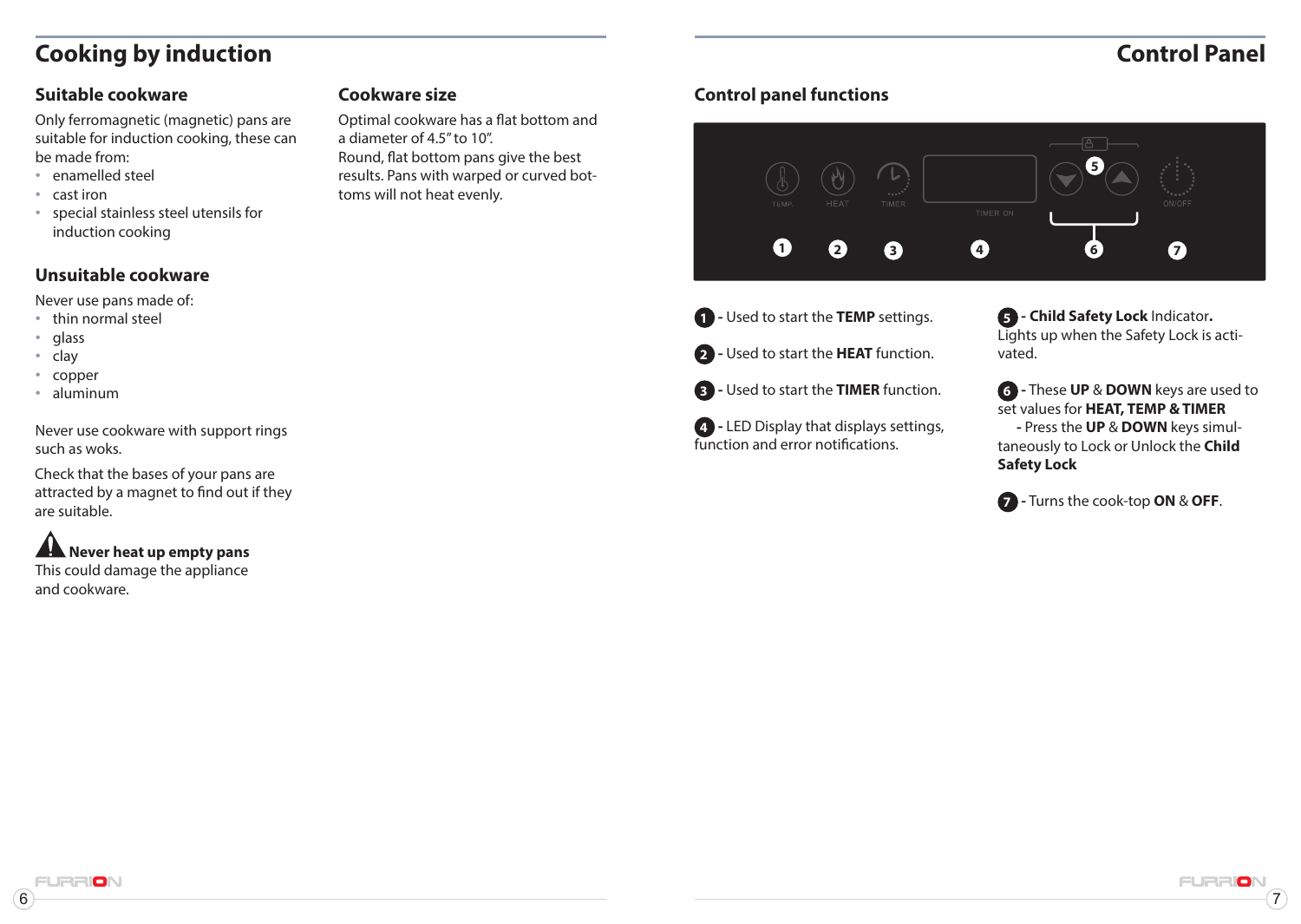# Cooking by induction

## Suitable cookware

Only ferromagnetic (magnetic) pans are suitable for induction cooking, these can be made from:

- enamelled steel
- cast iron
- special stainless steel utensils for induction cooking

## Unsuitable cookware

Never use pans made of:

- thin normal steel
- glass
- clay
- copper
- aluminum

Never use cookware with support rings such as woks.

Check that the bases of your pans are attracted by a magnet to find out if they are suitable.

**Never heat up empty pans**
This could damage the appliance and cookware.

## Cookware size

Optimal cookware has a flat bottom and a diameter of 4.5" to 10".
Round, flat bottom pans give the best results. Pans with warped or curved bottoms will not heat evenly.

# Control Panel

## Control panel functions

TEMP. HEAT TIMER TIMER ON ON/OFF

1 - Used to start the **TEMP** settings.

2 - Used to start the **HEAT** function.

3 - Used to start the **TIMER** function.

4 - LED Display that displays settings, function and error notifications.

5 - **Child Safety Lock** Indicator**.**
Lights up when the Safety Lock is activated.

6 - These **UP** & **DOWN** keys are used to set values for **HEAT, TEMP & TIMER**
- Press the **UP** & **DOWN** keys simultaneously to Lock or Unlock the **Child Safety Lock**

7 - Turns the cook-top **ON** & **OFF**.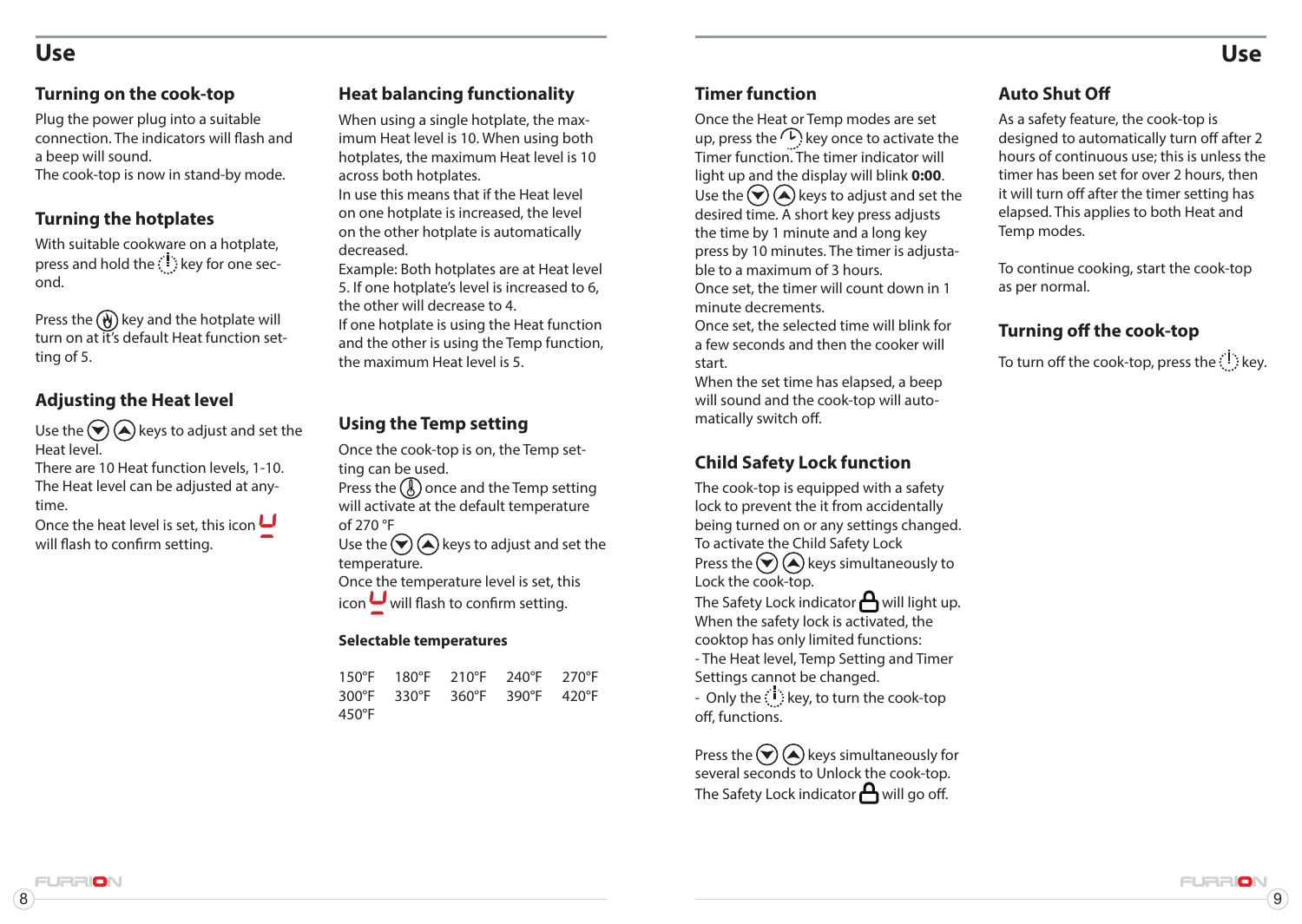# Use

## Turning on the cook-top

Plug the power plug into a suitable connection. The indicators will flash and a beep will sound.
The cook-top is now in stand-by mode.

## Turning the hotplates

With suitable cookware on a hotplate, press and hold the key for one second.

Press the key and the hotplate will turn on at it's default Heat function setting of 5.

## Adjusting the Heat level

Use the keys to adjust and set the Heat level.
There are 10 Heat function levels, 1-10.
The Heat level can be adjusted at anytime.
Once the heat level is set, this icon will flash to confirm setting.

## Heat balancing functionality

When using a single hotplate, the maximum Heat level is 10. When using both hotplates, the maximum Heat level is 10 across both hotplates.
In use this means that if the Heat level on one hotplate is increased, the level on the other hotplate is automatically decreased.
Example: Both hotplates are at Heat level 5. If one hotplate's level is increased to 6, the other will decrease to 4.
If one hotplate is using the Heat function and the other is using the Temp function, the maximum Heat level is 5.

## Using the Temp setting

Once the cook-top is on, the Temp setting can be used.
Press the once and the Temp setting will activate at the default temperature of 270 °F
Use the keys to adjust and set the temperature.
Once the temperature level is set, this icon will flash to confirm setting.

### Selectable temperatures

| | | | | |
|---|---|---|---|---|
| 150°F | 180°F | 210°F | 240°F | 270°F |
| 300°F | 330°F | 360°F | 390°F | 420°F |
| 450°F | | | | |

## Timer function

Once the Heat or Temp modes are set up, press the key once to activate the Timer function. The timer indicator will light up and the display will blink **0:00**.
Use the keys to adjust and set the desired time. A short key press adjusts the time by 1 minute and a long key press by 10 minutes. The timer is adjustable to a maximum of 3 hours.
Once set, the timer will count down in 1 minute decrements.
Once set, the selected time will blink for a few seconds and then the cooker will start.
When the set time has elapsed, a beep will sound and the cook-top will automatically switch off.

## Child Safety Lock function

The cook-top is equipped with a safety lock to prevent the it from accidentally being turned on or any settings changed.
To activate the Child Safety Lock
Press the keys simultaneously to Lock the cook-top.
The Safety Lock indicator will light up.
When the safety lock is activated, the cooktop has only limited functions:
- The Heat level, Temp Setting and Timer Settings cannot be changed.
- Only the key, to turn the cook-top off, functions.

Press the keys simultaneously for several seconds to Unlock the cook-top.
The Safety Lock indicator will go off.

## Auto Shut Off

As a safety feature, the cook-top is designed to automatically turn off after 2 hours of continuous use; this is unless the timer has been set for over 2 hours, then it will turn off after the timer setting has elapsed. This applies to both Heat and Temp modes.

To continue cooking, start the cook-top as per normal.

## Turning off the cook-top

To turn off the cook-top, press the key.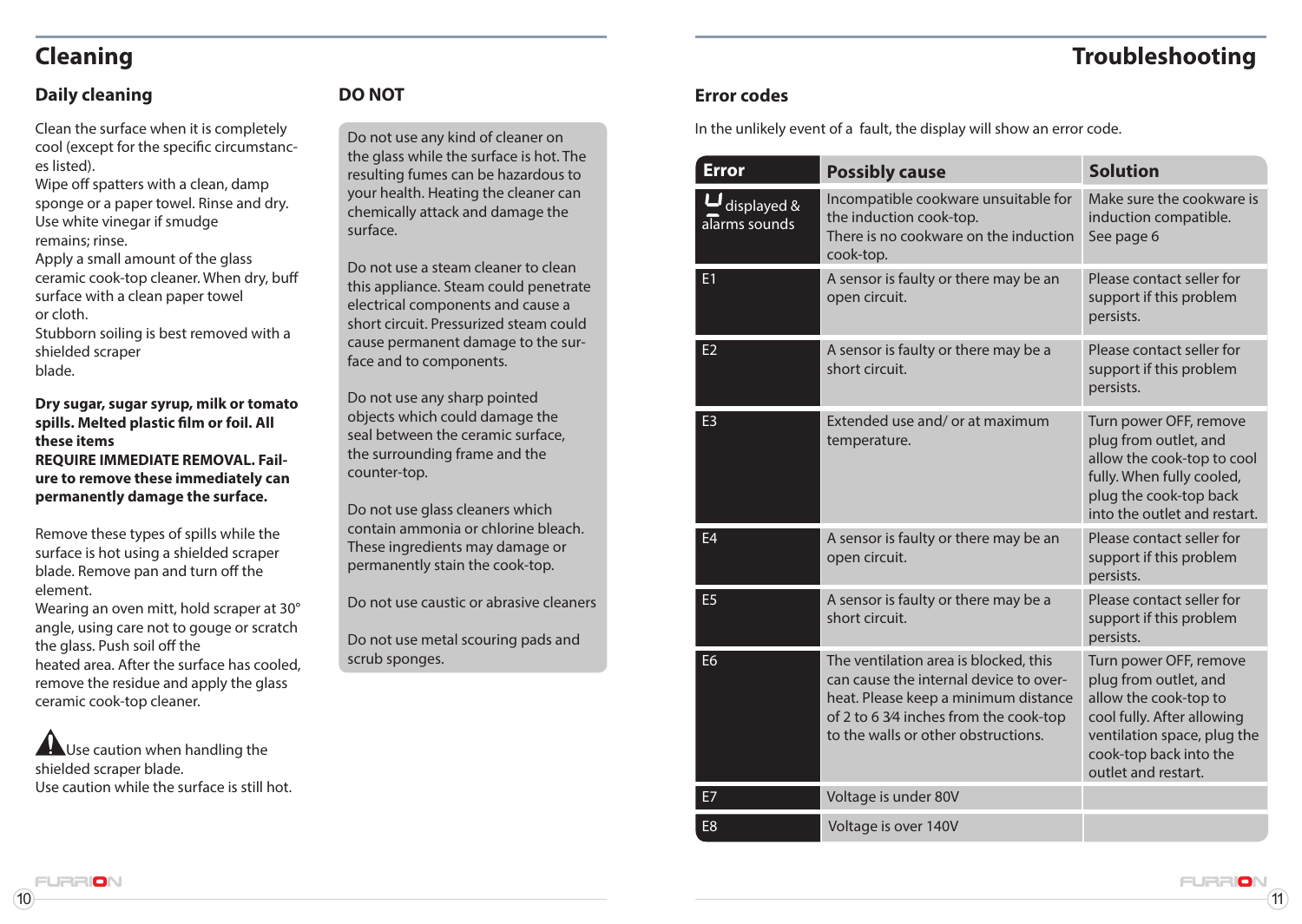# Cleaning

## Daily cleaning

Clean the surface when it is completely cool (except for the specific circumstances listed).
Wipe off spatters with a clean, damp sponge or a paper towel. Rinse and dry.
Use white vinegar if smudge remains; rinse.
Apply a small amount of the glass ceramic cook-top cleaner. When dry, buff surface with a clean paper towel or cloth.
Stubborn soiling is best removed with a shielded scraper blade.

**Dry sugar, sugar syrup, milk or tomato spills. Melted plastic film or foil. All these items REQUIRE IMMEDIATE REMOVAL. Failure to remove these immediately can permanently damage the surface.**

Remove these types of spills while the surface is hot using a shielded scraper blade. Remove pan and turn off the element.
Wearing an oven mitt, hold scraper at 30° angle, using care not to gouge or scratch the glass. Push soil off the heated area. After the surface has cooled, remove the residue and apply the glass ceramic cook-top cleaner.

⚠ Use caution when handling the shielded scraper blade.
Use caution while the surface is still hot.

## DO NOT

Do not use any kind of cleaner on the glass while the surface is hot. The resulting fumes can be hazardous to your health. Heating the cleaner can chemically attack and damage the surface.

Do not use a steam cleaner to clean this appliance. Steam could penetrate electrical components and cause a short circuit. Pressurized steam could cause permanent damage to the surface and to components.

Do not use any sharp pointed objects which could damage the seal between the ceramic surface, the surrounding frame and the counter-top.

Do not use glass cleaners which contain ammonia or chlorine bleach. These ingredients may damage or permanently stain the cook-top.

Do not use caustic or abrasive cleaners

Do not use metal scouring pads and scrub sponges.

# Troubleshooting

## Error codes

In the unlikely event of a fault, the display will show an error code.

| Error | Possibly cause | Solution |
|---|---|---|
| U displayed & alarms sounds | Incompatible cookware unsuitable for the induction cook-top. There is no cookware on the induction cook-top. | Make sure the cookware is induction compatible. See page 6 |
| E1 | A sensor is faulty or there may be an open circuit. | Please contact seller for support if this problem persists. |
| E2 | A sensor is faulty or there may be a short circuit. | Please contact seller for support if this problem persists. |
| E3 | Extended use and/ or at maximum temperature. | Turn power OFF, remove plug from outlet, and allow the cook-top to cool fully. When fully cooled, plug the cook-top back into the outlet and restart. |
| E4 | A sensor is faulty or there may be an open circuit. | Please contact seller for support if this problem persists. |
| E5 | A sensor is faulty or there may be a short circuit. | Please contact seller for support if this problem persists. |
| E6 | The ventilation area is blocked, this can cause the internal device to overheat. Please keep a minimum distance of 2 to 6 3⁄4 inches from the cook-top to the walls or other obstructions. | Turn power OFF, remove plug from outlet, and allow the cook-top to cool fully. After allowing ventilation space, plug the cook-top back into the outlet and restart. |
| E7 | Voltage is under 80V | |
| E8 | Voltage is over 140V | |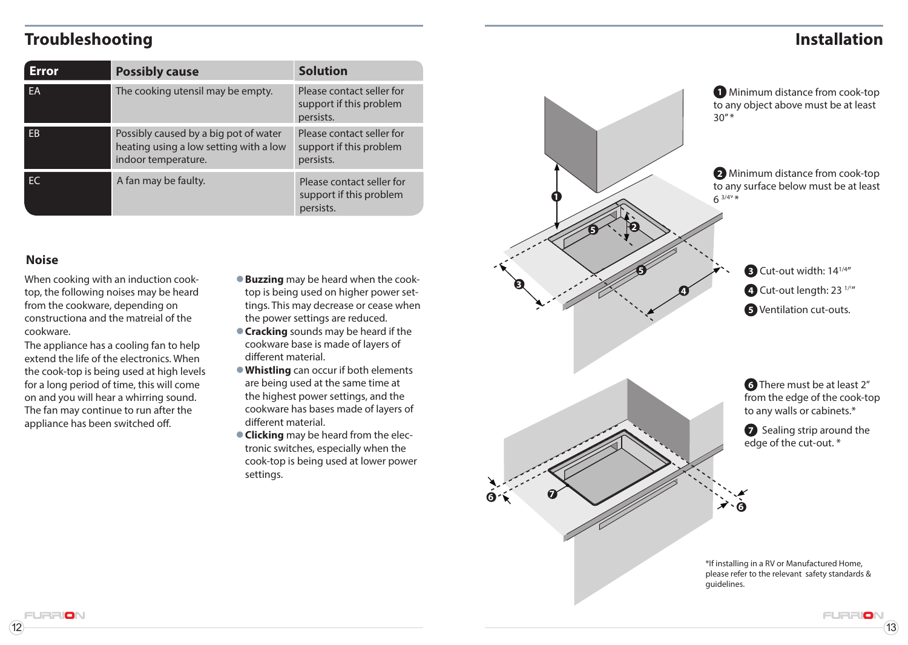# Troubleshooting

| Error | Possibly cause | Solution |
|---|---|---|
| EA | The cooking utensil may be empty. | Please contact seller for support if this problem persists. |
| EB | Possibly caused by a big pot of water heating using a low setting with a low indoor temperature. | Please contact seller for support if this problem persists. |
| EC | A fan may be faulty. | Please contact seller for support if this problem persists. |

### Noise

When cooking with an induction cook-top, the following noises may be heard from the cookware, depending on constructiona and the matreial of the cookware.

The appliance has a cooling fan to help extend the life of the electronics. When the cook-top is being used at high levels for a long period of time, this will come on and you will hear a whirring sound. The fan may continue to run after the appliance has been switched off.

- **Buzzing** may be heard when the cook-top is being used on higher power settings. This may decrease or cease when the power settings are reduced.
- **Cracking** sounds may be heard if the cookware base is made of layers of different material.
- **Whistling** can occur if both elements are being used at the same time at the highest power settings, and the cookware has bases made of layers of different material.
- **Clicking** may be heard from the electronic switches, especially when the cook-top is being used at lower power settings.

# Installation

1. Minimum distance from cook-top to any object above must be at least 30" *
2. Minimum distance from cook-top to any surface below must be at least 6 3/4" *
3. Cut-out width: 14 1/4"
4. Cut-out length: 23 1/2"
5. Ventilation cut-outs.
6. There must be at least 2" from the edge of the cook-top to any walls or cabinets.*
7. Sealing strip around the edge of the cut-out. *

*If installing in a RV or Manufactured Home, please refer to the relevant safety standards & guidelines.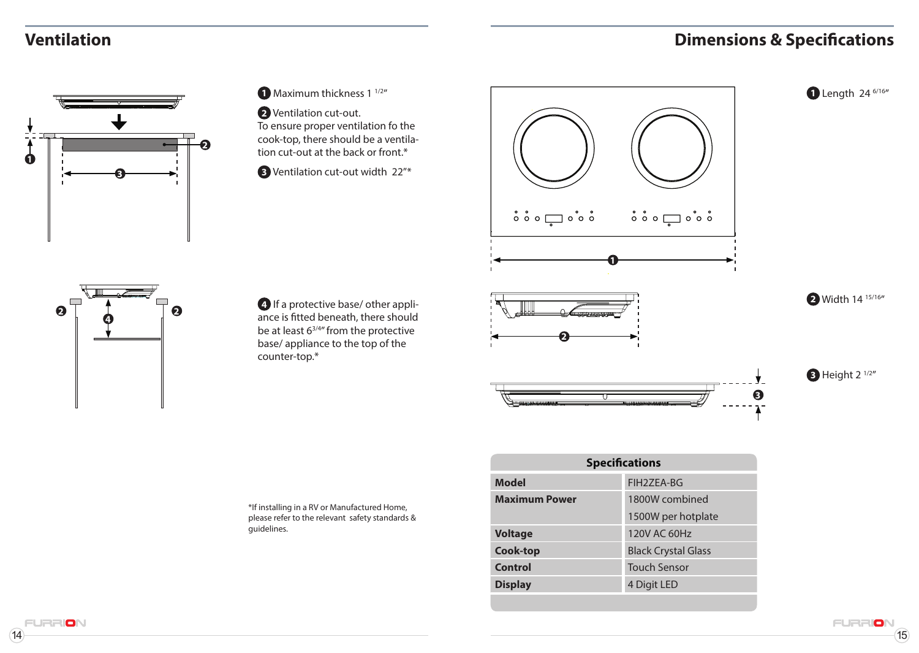## Ventilation

1. Maximum thickness 1 1/2"
2. Ventilation cut-out.
   To ensure proper ventilation fo the cook-top, there should be a ventilation cut-out at the back or front.*
3. Ventilation cut-out width 22"*

4. If a protective base/ other appliance is fitted beneath, there should be at least 6 3/4" from the protective base/ appliance to the top of the counter-top.*

*If installing in a RV or Manufactured Home, please refer to the relevant safety standards & guidelines.

## Dimensions & Specifications

1. Length 24 6/16"
2. Width 14 15/16"
3. Height 2 1/2"

| Specifications | |
|---|---|
| **Model** | FIH2ZEA-BG |
| **Maximum Power** | 1800W combined<br>1500W per hotplate |
| **Voltage** | 120V AC 60Hz |
| **Cook-top** | Black Crystal Glass |
| **Control** | Touch Sensor |
| **Display** | 4 Digit LED |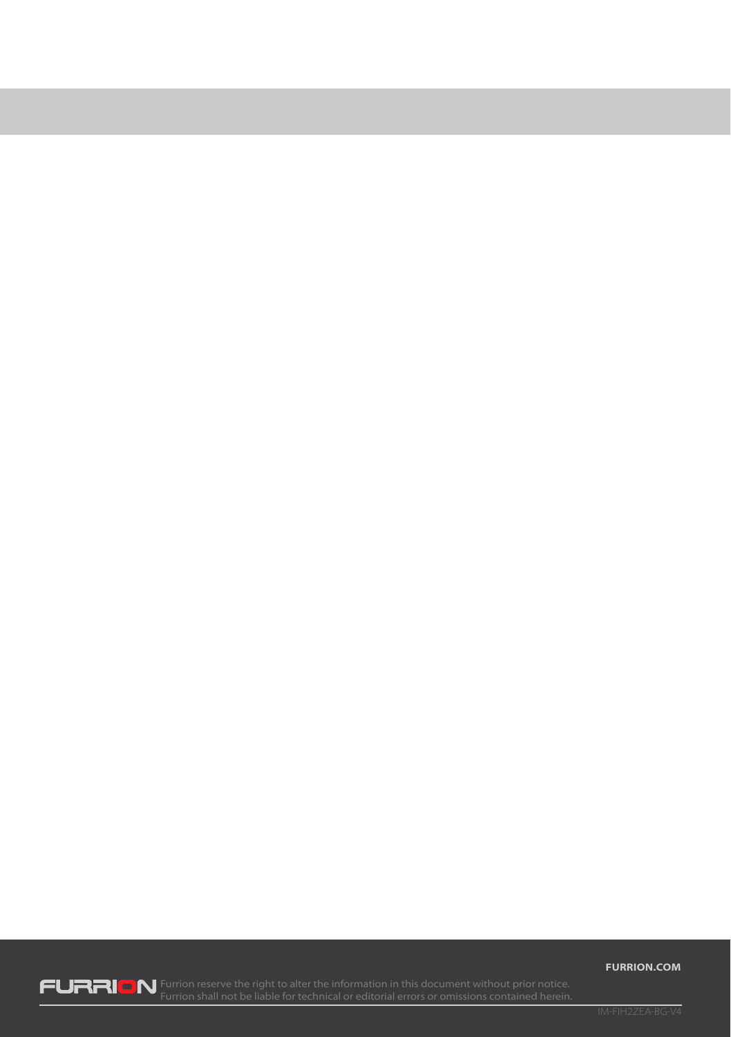FURRION.COM

Furrion reserve the right to alter the information in this document without prior notice.
Furrion shall not be liable for technical or editorial errors or omissions contained herein.

IM-FIH2ZEA-BG-V4